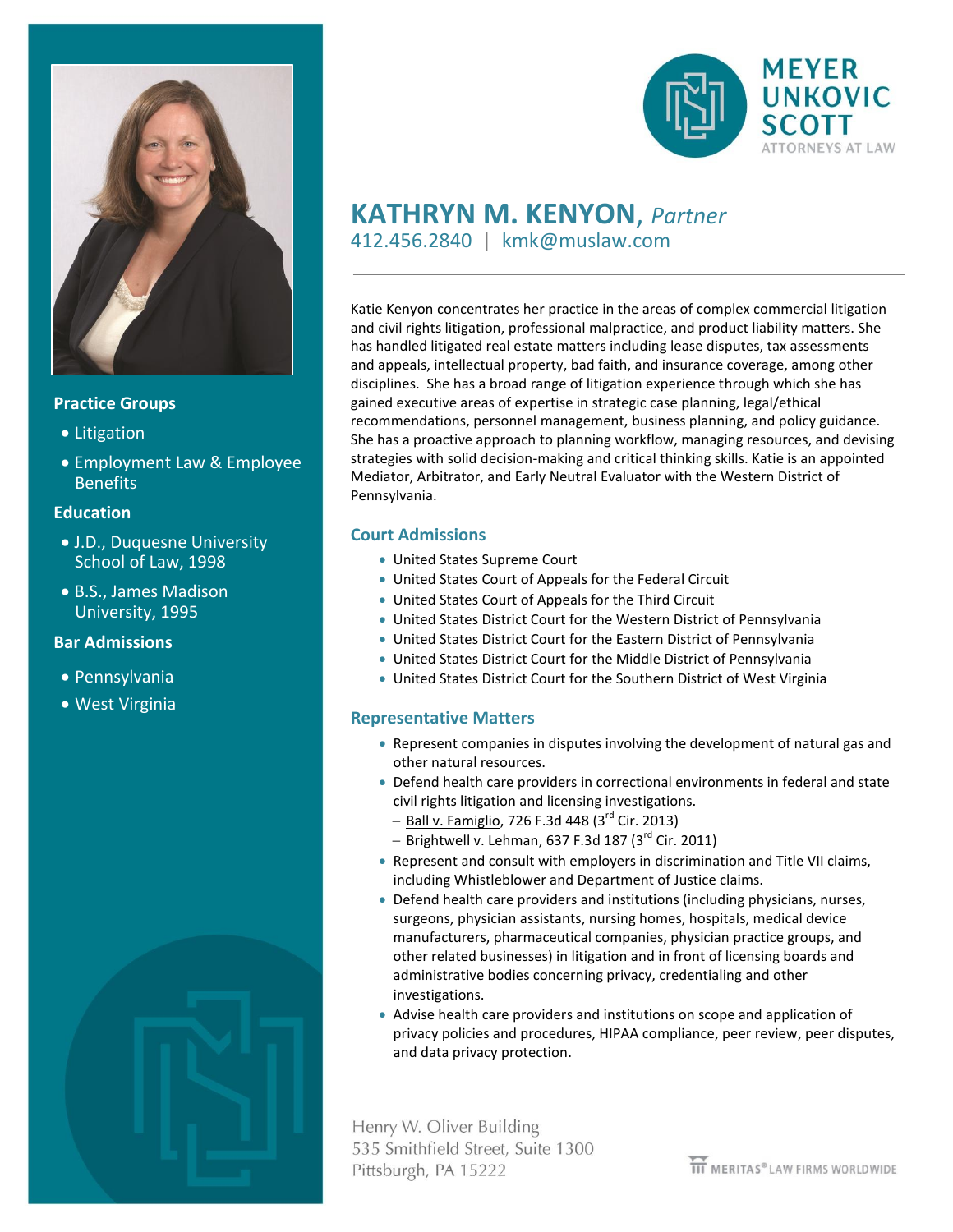# KATHRYN M. KENYON, *Partner*

412.456.2840 | kmk@muslaw.com

Katie Kenyon concentrates her practice in the areas of complex commercial litigation and civil rights litigation, professional malpractice, and product liability matters. She has handled litigated real estate matters including lease disputes, tax assessments and appeals, intellectual property, bad faith, and insurance coverage, among other disciplines. She has a broad range of litigation experience through which she has gained executive areas of expertise in strategic case planning, legal/ethical recommendations, personnel management, business planning, and policy guidance. She has a proactive approach to planning workflow, managing resources, and devising strategies with solid decision-making and critical thinking skills. Katie is an appointed Mediator, Arbitrator, and Early Neutral Evaluator with the Western District of Pennsylvania.

## Practice Groups

- Litigation
- Employment Law & Employee Benefits

## Education

- J.D., Duquesne University School of Law, 1998
- B.S., James Madison University, 1995

## Bar Admissions

- Pennsylvania
- West Virginia

## Court Admissions

- United States Supreme Court
- United States Court of Appeals for the Federal Circuit
- United States Court of Appeals for the Third Circuit
- United States District Court for the Western District of Pennsylvania
- United States District Court for the Eastern District of Pennsylvania
- United States District Court for the Middle District of Pennsylvania
- United States District Court for the Southern District of West Virginia

## Representative Matters

- Represent companies in disputes involving the development of natural gas and other natural resources.
- Defend health care providers in correctional environments in federal and state civil rights litigation and licensing investigations.
  - Ball v. Famiglio, 726 F.3d 448 (3rd Cir. 2013)
  - Brightwell v. Lehman, 637 F.3d 187 (3rd Cir. 2011)
- Represent and consult with employers in discrimination and Title VII claims, including Whistleblower and Department of Justice claims.
- Defend health care providers and institutions (including physicians, nurses, surgeons, physician assistants, nursing homes, hospitals, medical device manufacturers, pharmaceutical companies, physician practice groups, and other related businesses) in litigation and in front of licensing boards and administrative bodies concerning privacy, credentialing and other investigations.
- Advise health care providers and institutions on scope and application of privacy policies and procedures, HIPAA compliance, peer review, peer disputes, and data privacy protection.

Henry W. Oliver Building
535 Smithfield Street, Suite 1300
Pittsburgh, PA 15222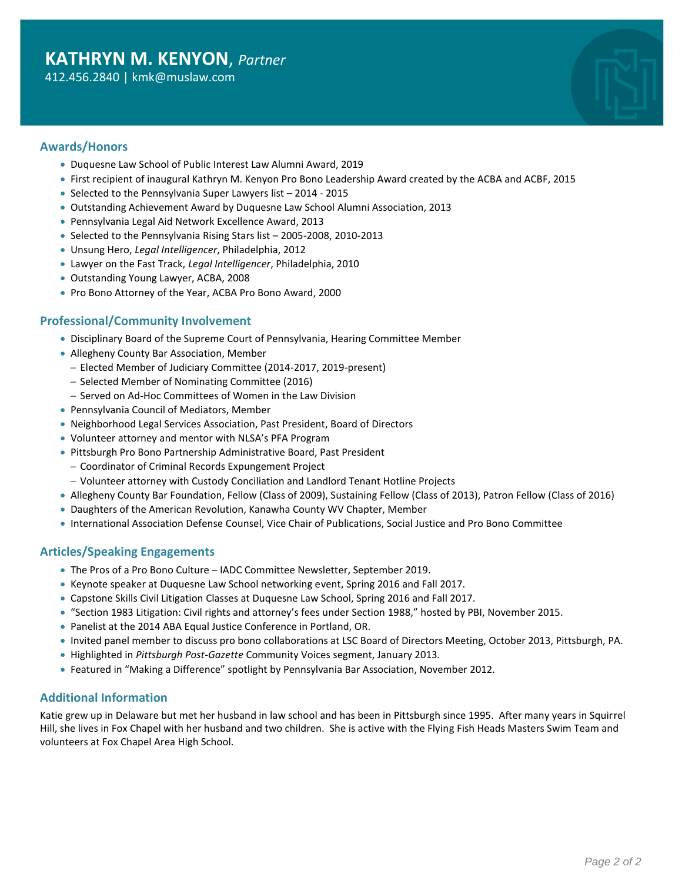# KATHRYN M. KENYON, *Partner*

412.456.2840 | kmk@muslaw.com

## Awards/Honors

- Duquesne Law School of Public Interest Law Alumni Award, 2019
- First recipient of inaugural Kathryn M. Kenyon Pro Bono Leadership Award created by the ACBA and ACBF, 2015
- Selected to the Pennsylvania Super Lawyers list – 2014 - 2015
- Outstanding Achievement Award by Duquesne Law School Alumni Association, 2013
- Pennsylvania Legal Aid Network Excellence Award, 2013
- Selected to the Pennsylvania Rising Stars list – 2005-2008, 2010-2013
- Unsung Hero, *Legal Intelligencer*, Philadelphia, 2012
- Lawyer on the Fast Track, *Legal Intelligencer*, Philadelphia, 2010
- Outstanding Young Lawyer, ACBA, 2008
- Pro Bono Attorney of the Year, ACBA Pro Bono Award, 2000

## Professional/Community Involvement

- Disciplinary Board of the Supreme Court of Pennsylvania, Hearing Committee Member
- Allegheny County Bar Association, Member
  - Elected Member of Judiciary Committee (2014-2017, 2019-present)
  - Selected Member of Nominating Committee (2016)
  - Served on Ad-Hoc Committees of Women in the Law Division
- Pennsylvania Council of Mediators, Member
- Neighborhood Legal Services Association, Past President, Board of Directors
- Volunteer attorney and mentor with NLSA's PFA Program
- Pittsburgh Pro Bono Partnership Administrative Board, Past President
  - Coordinator of Criminal Records Expungement Project
  - Volunteer attorney with Custody Conciliation and Landlord Tenant Hotline Projects
- Allegheny County Bar Foundation, Fellow (Class of 2009), Sustaining Fellow (Class of 2013), Patron Fellow (Class of 2016)
- Daughters of the American Revolution, Kanawha County WV Chapter, Member
- International Association Defense Counsel, Vice Chair of Publications, Social Justice and Pro Bono Committee

## Articles/Speaking Engagements

- The Pros of a Pro Bono Culture – IADC Committee Newsletter, September 2019.
- Keynote speaker at Duquesne Law School networking event, Spring 2016 and Fall 2017.
- Capstone Skills Civil Litigation Classes at Duquesne Law School, Spring 2016 and Fall 2017.
- "Section 1983 Litigation: Civil rights and attorney's fees under Section 1988," hosted by PBI, November 2015.
- Panelist at the 2014 ABA Equal Justice Conference in Portland, OR.
- Invited panel member to discuss pro bono collaborations at LSC Board of Directors Meeting, October 2013, Pittsburgh, PA.
- Highlighted in *Pittsburgh Post-Gazette* Community Voices segment, January 2013.
- Featured in "Making a Difference" spotlight by Pennsylvania Bar Association, November 2012.

## Additional Information

Katie grew up in Delaware but met her husband in law school and has been in Pittsburgh since 1995. After many years in Squirrel Hill, she lives in Fox Chapel with her husband and two children. She is active with the Flying Fish Heads Masters Swim Team and volunteers at Fox Chapel Area High School.